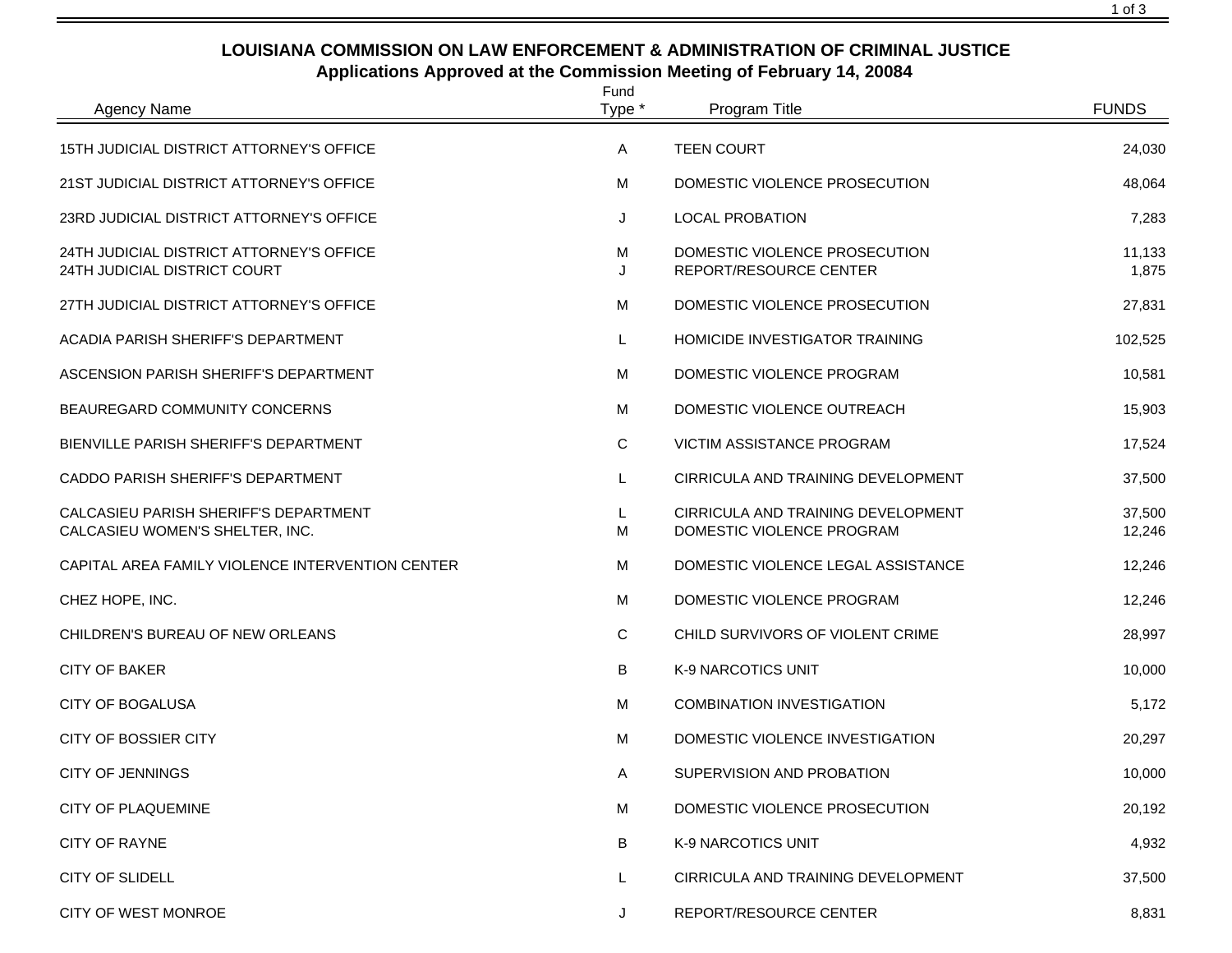## LOUISIANA COMMISSION ON LAW ENFORCEMENT & ADMINISTRATION OF CRIMINAL JUSTICE

### Applications Approved at the Commission Meeting of February 14, 20084

| Agency Name | Fund Type * | Program Title | FUNDS |
|---|---|---|---|
| 15TH JUDICIAL DISTRICT ATTORNEY'S OFFICE | A | TEEN COURT | 24,030 |
| 21ST JUDICIAL DISTRICT ATTORNEY'S OFFICE | M | DOMESTIC VIOLENCE PROSECUTION | 48,064 |
| 23RD JUDICIAL DISTRICT ATTORNEY'S OFFICE | J | LOCAL PROBATION | 7,283 |
| 24TH JUDICIAL DISTRICT ATTORNEY'S OFFICE | M | DOMESTIC VIOLENCE PROSECUTION | 11,133 |
| 24TH JUDICIAL DISTRICT COURT | J | REPORT/RESOURCE CENTER | 1,875 |
| 27TH JUDICIAL DISTRICT ATTORNEY'S OFFICE | M | DOMESTIC VIOLENCE PROSECUTION | 27,831 |
| ACADIA PARISH SHERIFF'S DEPARTMENT | L | HOMICIDE INVESTIGATOR TRAINING | 102,525 |
| ASCENSION PARISH SHERIFF'S DEPARTMENT | M | DOMESTIC VIOLENCE PROGRAM | 10,581 |
| BEAUREGARD COMMUNITY CONCERNS | M | DOMESTIC VIOLENCE OUTREACH | 15,903 |
| BIENVILLE PARISH SHERIFF'S DEPARTMENT | C | VICTIM ASSISTANCE PROGRAM | 17,524 |
| CADDO PARISH SHERIFF'S DEPARTMENT | L | CIRRICULA AND TRAINING DEVELOPMENT | 37,500 |
| CALCASIEU PARISH SHERIFF'S DEPARTMENT | L | CIRRICULA AND TRAINING DEVELOPMENT | 37,500 |
| CALCASIEU WOMEN'S SHELTER, INC. | M | DOMESTIC VIOLENCE PROGRAM | 12,246 |
| CAPITAL AREA FAMILY VIOLENCE INTERVENTION CENTER | M | DOMESTIC VIOLENCE LEGAL ASSISTANCE | 12,246 |
| CHEZ HOPE, INC. | M | DOMESTIC VIOLENCE PROGRAM | 12,246 |
| CHILDREN'S BUREAU OF NEW ORLEANS | C | CHILD SURVIVORS OF VIOLENT CRIME | 28,997 |
| CITY OF BAKER | B | K-9 NARCOTICS UNIT | 10,000 |
| CITY OF BOGALUSA | M | COMBINATION INVESTIGATION | 5,172 |
| CITY OF BOSSIER CITY | M | DOMESTIC VIOLENCE INVESTIGATION | 20,297 |
| CITY OF JENNINGS | A | SUPERVISION AND PROBATION | 10,000 |
| CITY OF PLAQUEMINE | M | DOMESTIC VIOLENCE PROSECUTION | 20,192 |
| CITY OF RAYNE | B | K-9 NARCOTICS UNIT | 4,932 |
| CITY OF SLIDELL | L | CIRRICULA AND TRAINING DEVELOPMENT | 37,500 |
| CITY OF WEST MONROE | J | REPORT/RESOURCE CENTER | 8,831 |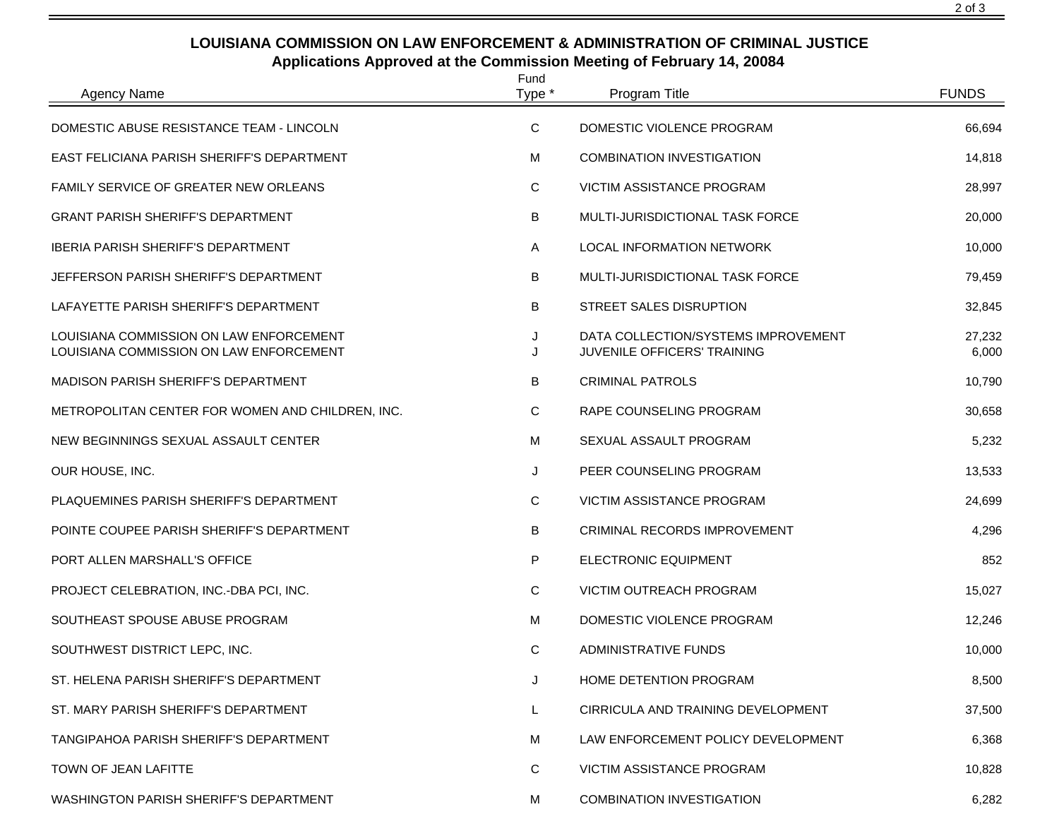## LOUISIANA COMMISSION ON LAW ENFORCEMENT & ADMINISTRATION OF CRIMINAL JUSTICE
### Applications Approved at the Commission Meeting of February 14, 20084

| Agency Name | Fund Type * | Program Title | FUNDS |
|---|---|---|---|
| DOMESTIC ABUSE RESISTANCE TEAM - LINCOLN | C | DOMESTIC VIOLENCE PROGRAM | 66,694 |
| EAST FELICIANA PARISH SHERIFF'S DEPARTMENT | M | COMBINATION INVESTIGATION | 14,818 |
| FAMILY SERVICE OF GREATER NEW ORLEANS | C | VICTIM ASSISTANCE PROGRAM | 28,997 |
| GRANT PARISH SHERIFF'S DEPARTMENT | B | MULTI-JURISDICTIONAL TASK FORCE | 20,000 |
| IBERIA PARISH SHERIFF'S DEPARTMENT | A | LOCAL INFORMATION NETWORK | 10,000 |
| JEFFERSON PARISH SHERIFF'S DEPARTMENT | B | MULTI-JURISDICTIONAL TASK FORCE | 79,459 |
| LAFAYETTE PARISH SHERIFF'S DEPARTMENT | B | STREET SALES DISRUPTION | 32,845 |
| LOUISIANA COMMISSION ON LAW ENFORCEMENT | J | DATA COLLECTION/SYSTEMS IMPROVEMENT | 27,232 |
| LOUISIANA COMMISSION ON LAW ENFORCEMENT | J | JUVENILE OFFICERS' TRAINING | 6,000 |
| MADISON PARISH SHERIFF'S DEPARTMENT | B | CRIMINAL PATROLS | 10,790 |
| METROPOLITAN CENTER FOR WOMEN AND CHILDREN, INC. | C | RAPE COUNSELING PROGRAM | 30,658 |
| NEW BEGINNINGS SEXUAL ASSAULT CENTER | M | SEXUAL ASSAULT PROGRAM | 5,232 |
| OUR HOUSE, INC. | J | PEER COUNSELING PROGRAM | 13,533 |
| PLAQUEMINES PARISH SHERIFF'S DEPARTMENT | C | VICTIM ASSISTANCE PROGRAM | 24,699 |
| POINTE COUPEE PARISH SHERIFF'S DEPARTMENT | B | CRIMINAL RECORDS IMPROVEMENT | 4,296 |
| PORT ALLEN MARSHALL'S OFFICE | P | ELECTRONIC EQUIPMENT | 852 |
| PROJECT CELEBRATION, INC.-DBA PCI, INC. | C | VICTIM OUTREACH PROGRAM | 15,027 |
| SOUTHEAST SPOUSE ABUSE PROGRAM | M | DOMESTIC VIOLENCE PROGRAM | 12,246 |
| SOUTHWEST DISTRICT LEPC, INC. | C | ADMINISTRATIVE FUNDS | 10,000 |
| ST. HELENA PARISH SHERIFF'S DEPARTMENT | J | HOME DETENTION PROGRAM | 8,500 |
| ST. MARY PARISH SHERIFF'S DEPARTMENT | L | CIRRICULA AND TRAINING DEVELOPMENT | 37,500 |
| TANGIPAHOA PARISH SHERIFF'S DEPARTMENT | M | LAW ENFORCEMENT POLICY DEVELOPMENT | 6,368 |
| TOWN OF JEAN LAFITTE | C | VICTIM ASSISTANCE PROGRAM | 10,828 |
| WASHINGTON PARISH SHERIFF'S DEPARTMENT | M | COMBINATION INVESTIGATION | 6,282 |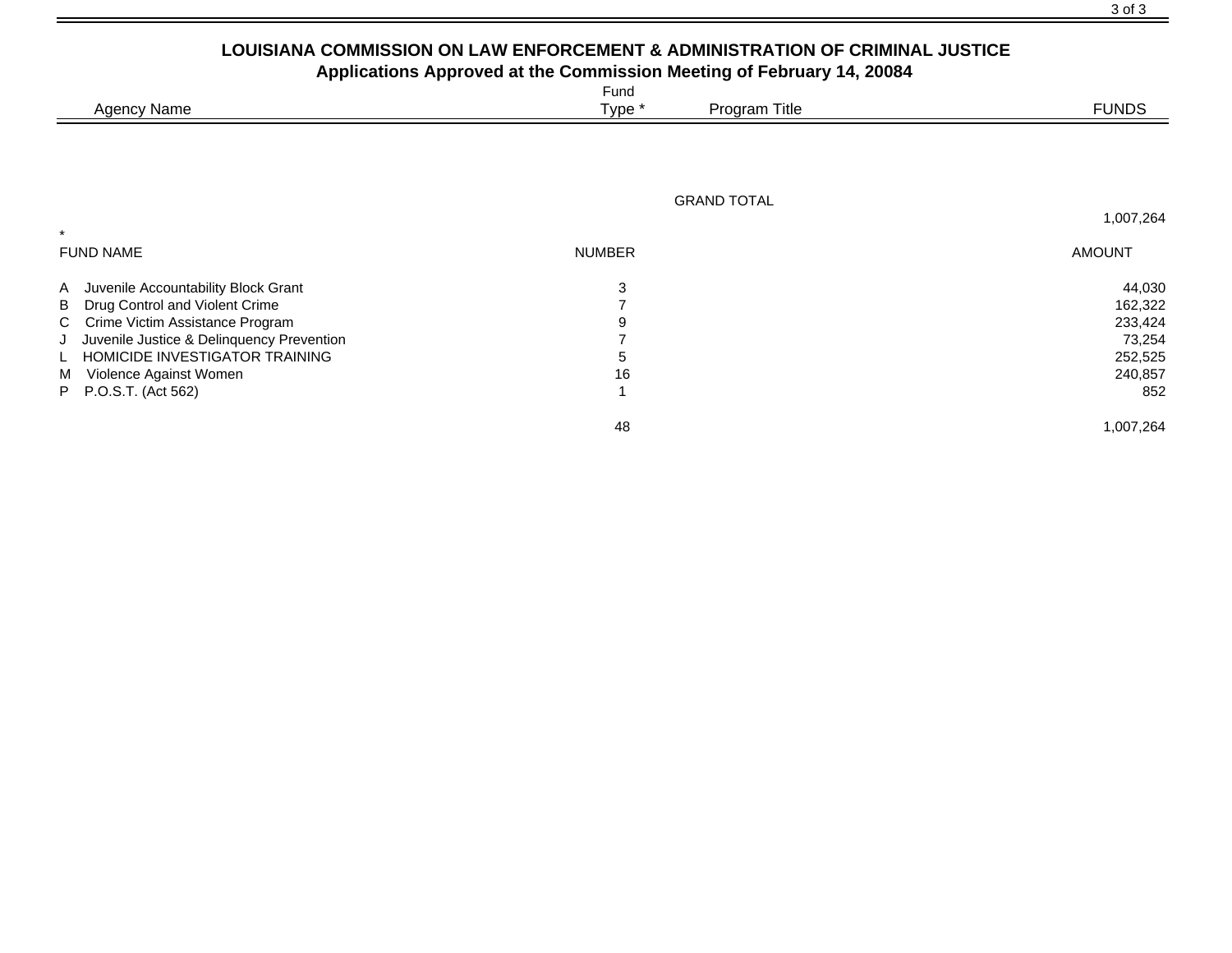## LOUISIANA COMMISSION ON LAW ENFORCEMENT & ADMINISTRATION OF CRIMINAL JUSTICE

### Applications Approved at the Commission Meeting of February 14, 20084

| Agency Name | Fund Type * | Program Title | FUNDS |
|---|---|---|---|
| | | GRAND TOTAL | 1,007,264 |

*

| FUND NAME | NUMBER | AMOUNT |
|---|---|---|
| A Juvenile Accountability Block Grant | 3 | 44,030 |
| B Drug Control and Violent Crime | 7 | 162,322 |
| C Crime Victim Assistance Program | 9 | 233,424 |
| J Juvenile Justice & Delinquency Prevention | 7 | 73,254 |
| L HOMICIDE INVESTIGATOR TRAINING | 5 | 252,525 |
| M Violence Against Women | 16 | 240,857 |
| P P.O.S.T. (Act 562) | 1 | 852 |
| | 48 | 1,007,264 |